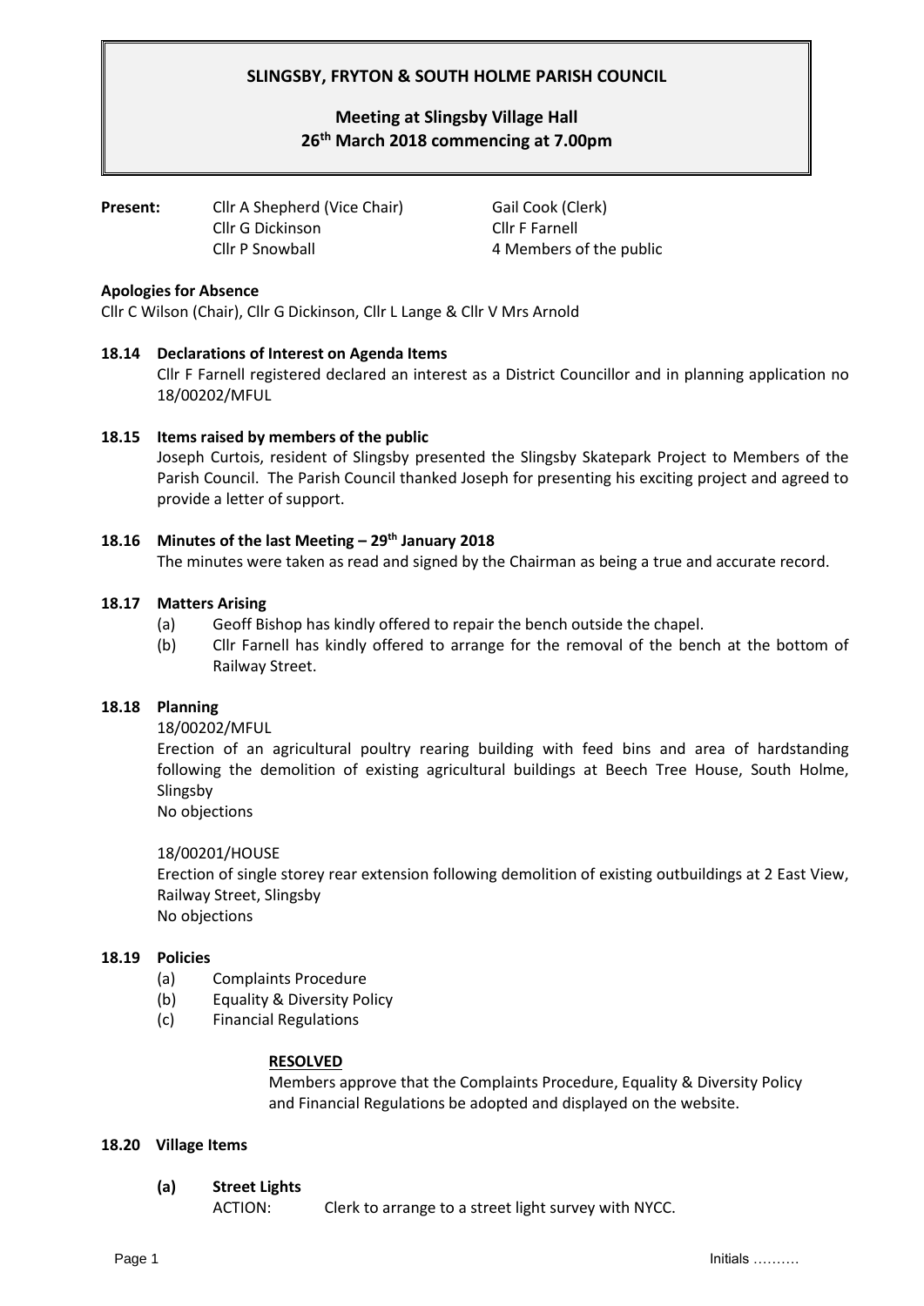# SLINGSBY, FRYTON & SOUTH HOLME PARISH COUNCIL

## Meeting at Slingsby Village Hall
## 26th March 2018 commencing at 7.00pm

**Present:** Cllr A Shepherd (Vice Chair)
Cllr G Dickinson
Cllr P Snowball
Gail Cook (Clerk)
Cllr F Farnell
4 Members of the public

**Apologies for Absence**

Cllr C Wilson (Chair), Cllr G Dickinson, Cllr L Lange & Cllr V Mrs Arnold

**18.14 Declarations of Interest on Agenda Items**

Cllr F Farnell registered declared an interest as a District Councillor and in planning application no 18/00202/MFUL

**18.15 Items raised by members of the public**

Joseph Curtois, resident of Slingsby presented the Slingsby Skatepark Project to Members of the Parish Council. The Parish Council thanked Joseph for presenting his exciting project and agreed to provide a letter of support.

**18.16 Minutes of the last Meeting – 29th January 2018**

The minutes were taken as read and signed by the Chairman as being a true and accurate record.

**18.17 Matters Arising**

(a) Geoff Bishop has kindly offered to repair the bench outside the chapel.

(b) Cllr Farnell has kindly offered to arrange for the removal of the bench at the bottom of Railway Street.

**18.18 Planning**

18/00202/MFUL

Erection of an agricultural poultry rearing building with feed bins and area of hardstanding following the demolition of existing agricultural buildings at Beech Tree House, South Holme, Slingsby

No objections

18/00201/HOUSE

Erection of single storey rear extension following demolition of existing outbuildings at 2 East View, Railway Street, Slingsby

No objections

**18.19 Policies**

(a) Complaints Procedure

(b) Equality & Diversity Policy

(c) Financial Regulations

**RESOLVED**

Members approve that the Complaints Procedure, Equality & Diversity Policy and Financial Regulations be adopted and displayed on the website.

**18.20 Village Items**

**(a) Street Lights**

ACTION: Clerk to arrange to a street light survey with NYCC.

Initials ……….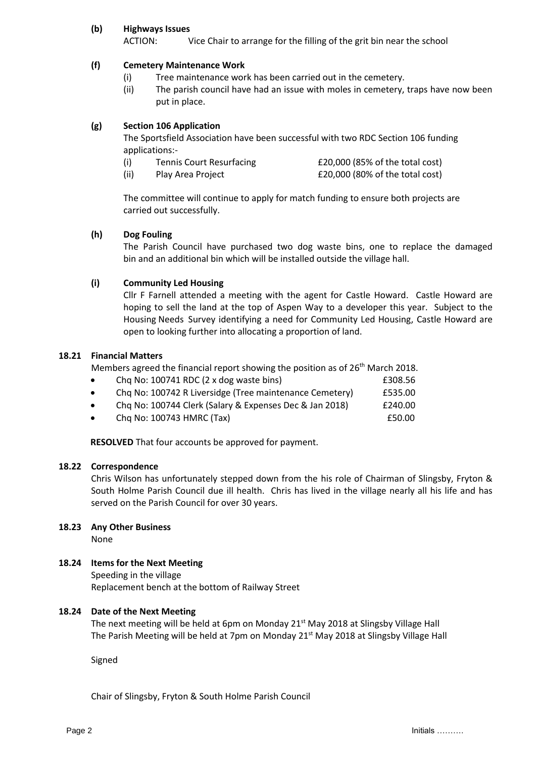**(b) Highways Issues**

ACTION: Vice Chair to arrange for the filling of the grit bin near the school

**(f) Cemetery Maintenance Work**

(i) Tree maintenance work has been carried out in the cemetery.

(ii) The parish council have had an issue with moles in cemetery, traps have now been put in place.

**(g) Section 106 Application**

The Sportsfield Association have been successful with two RDC Section 106 funding applications:-

| | | |
|---|---|---|
| (i) | Tennis Court Resurfacing | £20,000 (85% of the total cost) |
| (ii) | Play Area Project | £20,000 (80% of the total cost) |

The committee will continue to apply for match funding to ensure both projects are carried out successfully.

**(h) Dog Fouling**

The Parish Council have purchased two dog waste bins, one to replace the damaged bin and an additional bin which will be installed outside the village hall.

**(i) Community Led Housing**

Cllr F Farnell attended a meeting with the agent for Castle Howard. Castle Howard are hoping to sell the land at the top of Aspen Way to a developer this year. Subject to the Housing Needs Survey identifying a need for Community Led Housing, Castle Howard are open to looking further into allocating a proportion of land.

**18.21 Financial Matters**

Members agreed the financial report showing the position as of 26th March 2018.

- Chq No: 100741 RDC (2 x dog waste bins) £308.56
- Chq No: 100742 R Liversidge (Tree maintenance Cemetery) £535.00
- Chq No: 100744 Clerk (Salary & Expenses Dec & Jan 2018) £240.00
- Chq No: 100743 HMRC (Tax) £50.00

**RESOLVED** That four accounts be approved for payment.

**18.22 Correspondence**

Chris Wilson has unfortunately stepped down from the his role of Chairman of Slingsby, Fryton & South Holme Parish Council due ill health. Chris has lived in the village nearly all his life and has served on the Parish Council for over 30 years.

**18.23 Any Other Business**

None

**18.24 Items for the Next Meeting**

Speeding in the village
Replacement bench at the bottom of Railway Street

**18.24 Date of the Next Meeting**

The next meeting will be held at 6pm on Monday 21st May 2018 at Slingsby Village Hall
The Parish Meeting will be held at 7pm on Monday 21st May 2018 at Slingsby Village Hall

Signed

Chair of Slingsby, Fryton & South Holme Parish Council

Initials ……….